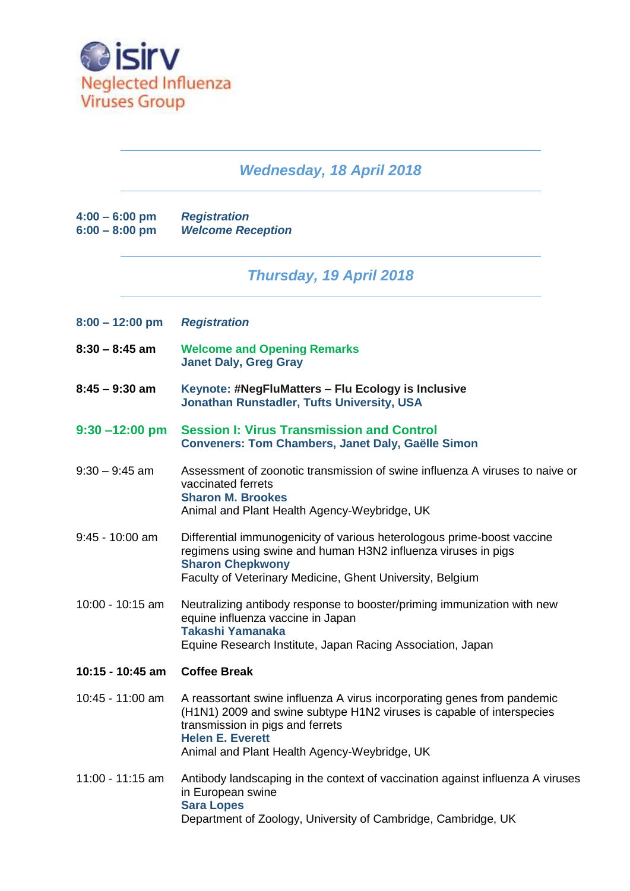isirv
Neglected Influenza Viruses Group

## *Wednesday, 18 April 2018*

**4:00 – 6:00 pm** ***Registration***
**6:00 – 8:00 pm** ***Welcome Reception***

## *Thursday, 19 April 2018*

**8:00 – 12:00 pm** ***Registration***

**8:30 – 8:45 am** **Welcome and Opening Remarks**
**Janet Daly, Greg Gray**

**8:45 – 9:30 am** **Keynote: #NegFluMatters – Flu Ecology is Inclusive**
**Jonathan Runstadler, Tufts University, USA**

### 9:30 –12:00 pm Session I: Virus Transmission and Control
**Conveners: Tom Chambers, Janet Daly, Gaëlle Simon**

9:30 – 9:45 am Assessment of zoonotic transmission of swine influenza A viruses to naive or vaccinated ferrets
**Sharon M. Brookes**
Animal and Plant Health Agency-Weybridge, UK

9:45 - 10:00 am Differential immunogenicity of various heterologous prime-boost vaccine regimens using swine and human H3N2 influenza viruses in pigs
**Sharon Chepkwony**
Faculty of Veterinary Medicine, Ghent University, Belgium

10:00 - 10:15 am Neutralizing antibody response to booster/priming immunization with new equine influenza vaccine in Japan
**Takashi Yamanaka**
Equine Research Institute, Japan Racing Association, Japan

**10:15 - 10:45 am** **Coffee Break**

10:45 - 11:00 am A reassortant swine influenza A virus incorporating genes from pandemic (H1N1) 2009 and swine subtype H1N2 viruses is capable of interspecies transmission in pigs and ferrets
**Helen E. Everett**
Animal and Plant Health Agency-Weybridge, UK

11:00 - 11:15 am Antibody landscaping in the context of vaccination against influenza A viruses in European swine
**Sara Lopes**
Department of Zoology, University of Cambridge, Cambridge, UK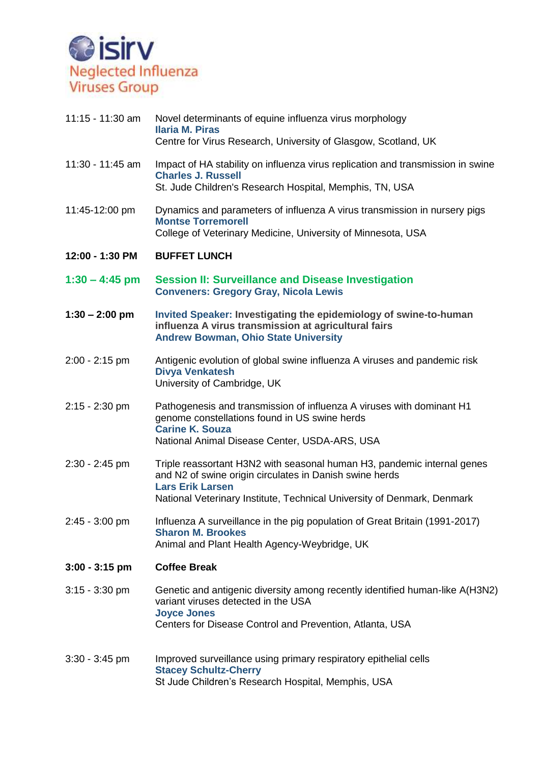isirv Neglected Influenza Viruses Group

11:15 - 11:30 am Novel determinants of equine influenza virus morphology
**Ilaria M. Piras**
Centre for Virus Research, University of Glasgow, Scotland, UK

11:30 - 11:45 am Impact of HA stability on influenza virus replication and transmission in swine
**Charles J. Russell**
St. Jude Children's Research Hospital, Memphis, TN, USA

11:45-12:00 pm Dynamics and parameters of influenza A virus transmission in nursery pigs
**Montse Torremorell**
College of Veterinary Medicine, University of Minnesota, USA

**12:00 - 1:30 PM BUFFET LUNCH**

**1:30 – 4:45 pm Session II: Surveillance and Disease Investigation**
**Conveners: Gregory Gray, Nicola Lewis**

**1:30 – 2:00 pm Invited Speaker: Investigating the epidemiology of swine-to-human influenza A virus transmission at agricultural fairs**
**Andrew Bowman, Ohio State University**

2:00 - 2:15 pm Antigenic evolution of global swine influenza A viruses and pandemic risk
**Divya Venkatesh**
University of Cambridge, UK

2:15 - 2:30 pm Pathogenesis and transmission of influenza A viruses with dominant H1 genome constellations found in US swine herds
**Carine K. Souza**
National Animal Disease Center, USDA-ARS, USA

2:30 - 2:45 pm Triple reassortant H3N2 with seasonal human H3, pandemic internal genes and N2 of swine origin circulates in Danish swine herds
**Lars Erik Larsen**
National Veterinary Institute, Technical University of Denmark, Denmark

2:45 - 3:00 pm Influenza A surveillance in the pig population of Great Britain (1991-2017)
**Sharon M. Brookes**
Animal and Plant Health Agency-Weybridge, UK

**3:00 - 3:15 pm Coffee Break**

3:15 - 3:30 pm Genetic and antigenic diversity among recently identified human-like A(H3N2) variant viruses detected in the USA
**Joyce Jones**
Centers for Disease Control and Prevention, Atlanta, USA

3:30 - 3:45 pm Improved surveillance using primary respiratory epithelial cells
**Stacey Schultz-Cherry**
St Jude Children's Research Hospital, Memphis, USA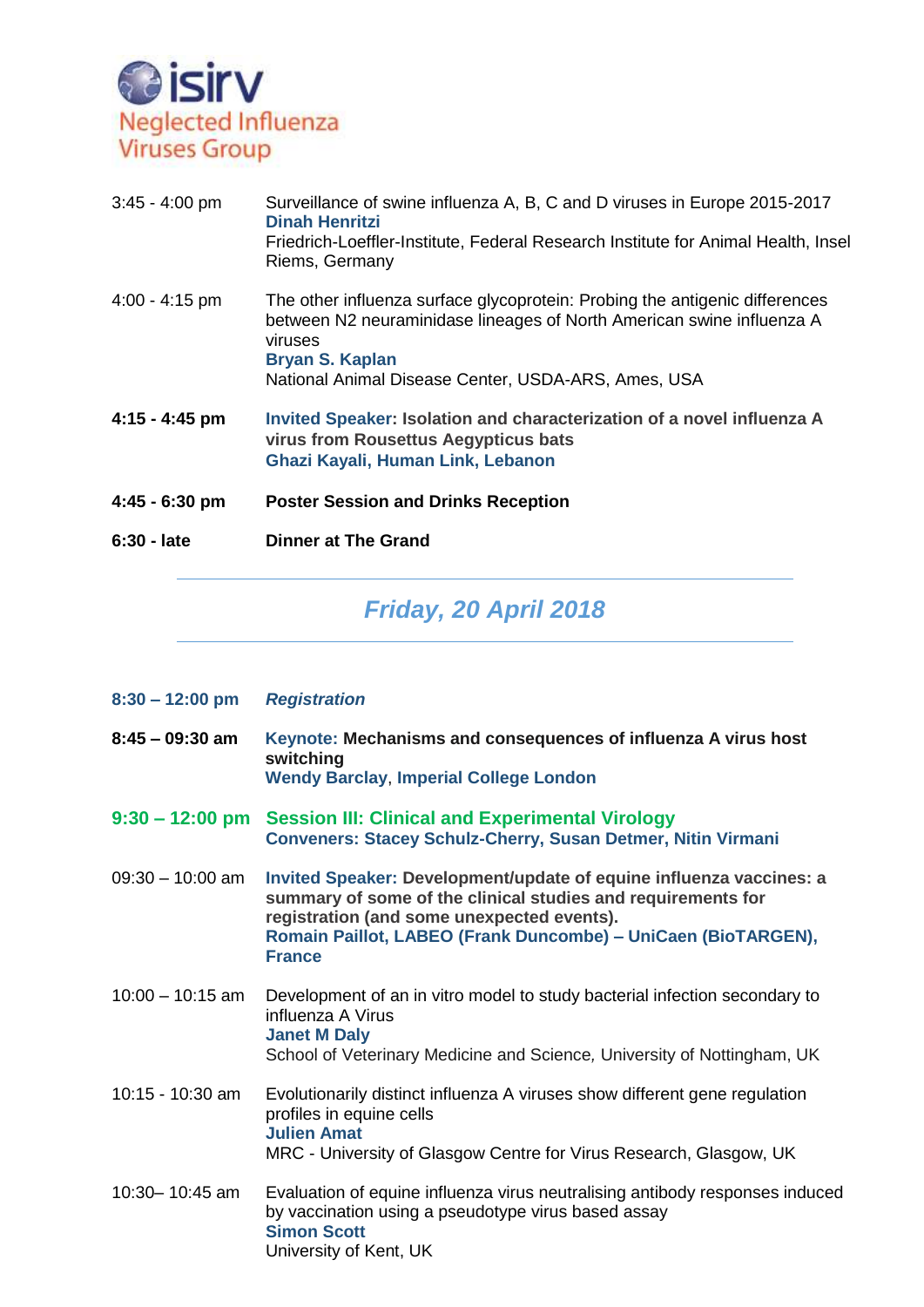| | |
|---|---|
| 3:45 - 4:00 pm | Surveillance of swine influenza A, B, C and D viruses in Europe 2015-2017<br>**Dinah Henritzi**<br>Friedrich-Loeffler-Institute, Federal Research Institute for Animal Health, Insel Riems, Germany |
| 4:00 - 4:15 pm | The other influenza surface glycoprotein: Probing the antigenic differences between N2 neuraminidase lineages of North American swine influenza A viruses<br>**Bryan S. Kaplan**<br>National Animal Disease Center, USDA-ARS, Ames, USA |
| **4:15 - 4:45 pm** | **Invited Speaker: Isolation and characterization of a novel influenza A virus from Rousettus Aegypticus bats**<br>**Ghazi Kayali, Human Link, Lebanon** |
| **4:45 - 6:30 pm** | **Poster Session and Drinks Reception** |
| **6:30 - late** | **Dinner at The Grand** |

## *Friday, 20 April 2018*

| | |
|---|---|
| **8:30 – 12:00 pm** | ***Registration*** |
| **8:45 – 09:30 am** | **Keynote: Mechanisms and consequences of influenza A virus host switching**<br>**Wendy Barclay, Imperial College London** |
| **9:30 – 12:00 pm** | **Session III: Clinical and Experimental Virology**<br>**Conveners: Stacey Schulz-Cherry, Susan Detmer, Nitin Virmani** |
| 09:30 – 10:00 am | **Invited Speaker: Development/update of equine influenza vaccines: a summary of some of the clinical studies and requirements for registration (and some unexpected events).**<br>**Romain Paillot, LABEO (Frank Duncombe) – UniCaen (BioTARGEN), France** |
| 10:00 – 10:15 am | Development of an in vitro model to study bacterial infection secondary to influenza A Virus<br>**Janet M Daly**<br>School of Veterinary Medicine and Science, University of Nottingham, UK |
| 10:15 - 10:30 am | Evolutionarily distinct influenza A viruses show different gene regulation profiles in equine cells<br>**Julien Amat**<br>MRC - University of Glasgow Centre for Virus Research, Glasgow, UK |
| 10:30– 10:45 am | Evaluation of equine influenza virus neutralising antibody responses induced by vaccination using a pseudotype virus based assay<br>**Simon Scott**<br>University of Kent, UK |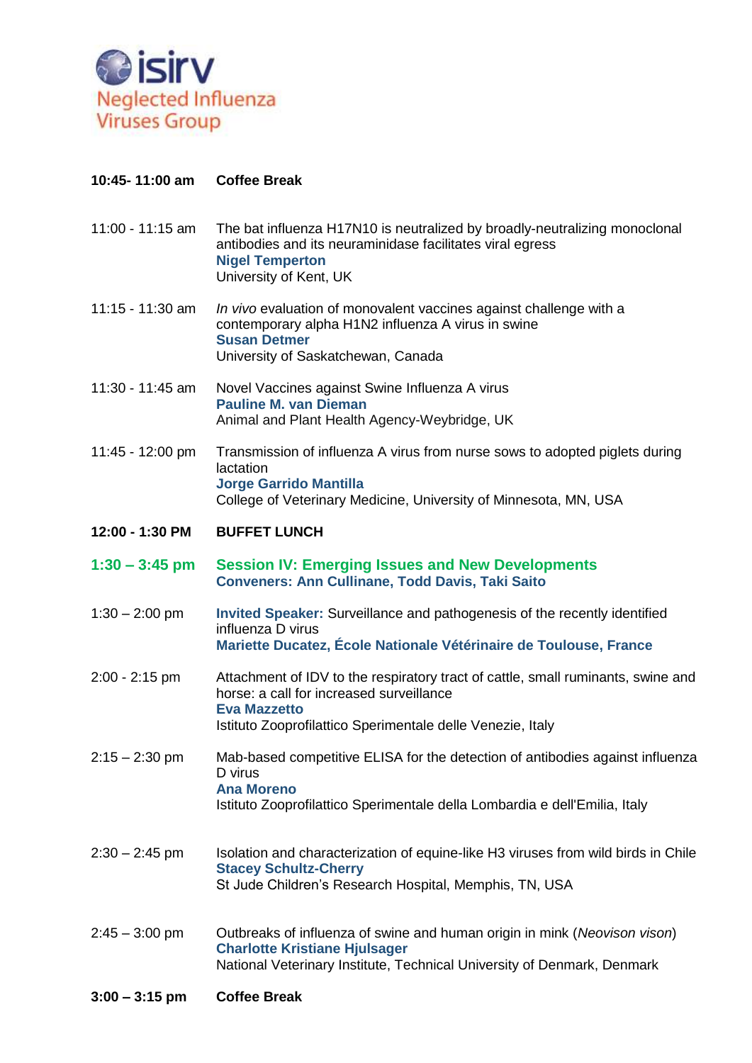**isirv**
Neglected Influenza Viruses Group

| | |
|---|---|
| **10:45- 11:00 am** | **Coffee Break** |
| 11:00 - 11:15 am | The bat influenza H17N10 is neutralized by broadly-neutralizing monoclonal antibodies and its neuraminidase facilitates viral egress<br>**Nigel Temperton**<br>University of Kent, UK |
| 11:15 - 11:30 am | *In vivo* evaluation of monovalent vaccines against challenge with a contemporary alpha H1N2 influenza A virus in swine<br>**Susan Detmer**<br>University of Saskatchewan, Canada |
| 11:30 - 11:45 am | Novel Vaccines against Swine Influenza A virus<br>**Pauline M. van Dieman**<br>Animal and Plant Health Agency-Weybridge, UK |
| 11:45 - 12:00 pm | Transmission of influenza A virus from nurse sows to adopted piglets during lactation<br>**Jorge Garrido Mantilla**<br>College of Veterinary Medicine, University of Minnesota, MN, USA |
| **12:00 - 1:30 PM** | **BUFFET LUNCH** |
| **1:30 – 3:45 pm** | **Session IV: Emerging Issues and New Developments**<br>**Conveners: Ann Cullinane, Todd Davis, Taki Saito** |
| 1:30 – 2:00 pm | **Invited Speaker:** Surveillance and pathogenesis of the recently identified influenza D virus<br>**Mariette Ducatez, École Nationale Vétérinaire de Toulouse, France** |
| 2:00 - 2:15 pm | Attachment of IDV to the respiratory tract of cattle, small ruminants, swine and horse: a call for increased surveillance<br>**Eva Mazzetto**<br>Istituto Zooprofilattico Sperimentale delle Venezie, Italy |
| 2:15 – 2:30 pm | Mab-based competitive ELISA for the detection of antibodies against influenza D virus<br>**Ana Moreno**<br>Istituto Zooprofilattico Sperimentale della Lombardia e dell'Emilia, Italy |
| 2:30 – 2:45 pm | Isolation and characterization of equine-like H3 viruses from wild birds in Chile<br>**Stacey Schultz-Cherry**<br>St Jude Children's Research Hospital, Memphis, TN, USA |
| 2:45 – 3:00 pm | Outbreaks of influenza of swine and human origin in mink (*Neovison vison*)<br>**Charlotte Kristiane Hjulsager**<br>National Veterinary Institute, Technical University of Denmark, Denmark |
| **3:00 – 3:15 pm** | **Coffee Break** |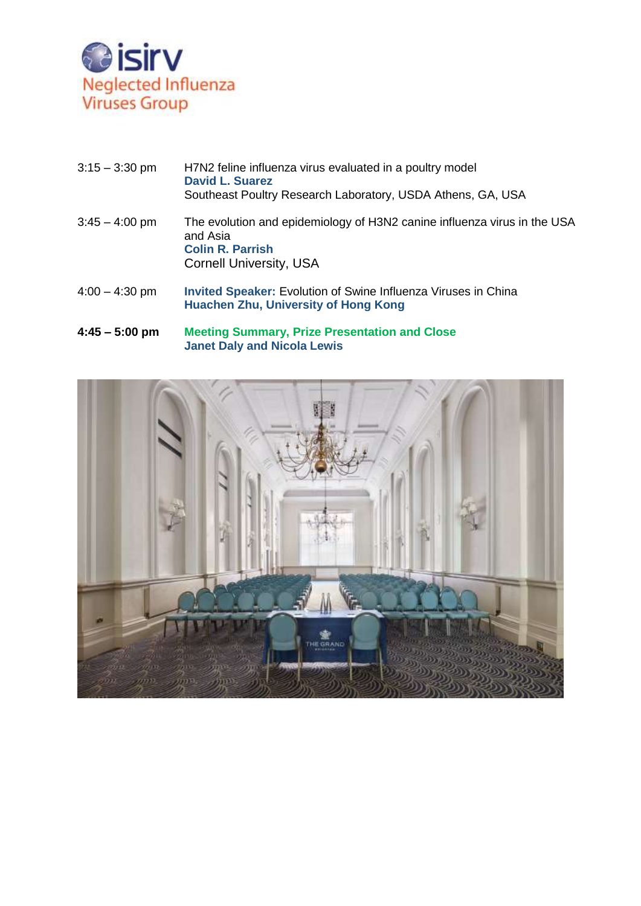isirv
Neglected Influenza Viruses Group

| | |
|---|---|
| 3:15 – 3:30 pm | H7N2 feline influenza virus evaluated in a poultry model<br>**David L. Suarez**<br>Southeast Poultry Research Laboratory, USDA Athens, GA, USA |
| 3:45 – 4:00 pm | The evolution and epidemiology of H3N2 canine influenza virus in the USA and Asia<br>**Colin R. Parrish**<br>Cornell University, USA |
| 4:00 – 4:30 pm | **Invited Speaker:** Evolution of Swine Influenza Viruses in China<br>**Huachen Zhu, University of Hong Kong** |
| **4:45 – 5:00 pm** | **Meeting Summary, Prize Presentation and Close**<br>**Janet Daly and Nicola Lewis** |